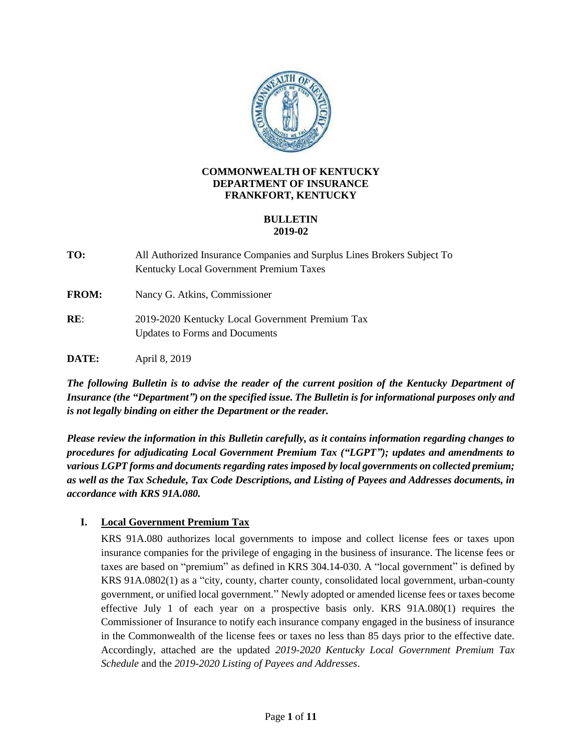**COMMONWEALTH OF KENTUCKY**
**DEPARTMENT OF INSURANCE**
**FRANKFORT, KENTUCKY**

**BULLETIN**
**2019-02**

**TO:** All Authorized Insurance Companies and Surplus Lines Brokers Subject To Kentucky Local Government Premium Taxes

**FROM:** Nancy G. Atkins, Commissioner

**RE**: 2019-2020 Kentucky Local Government Premium Tax Updates to Forms and Documents

**DATE:** April 8, 2019

***The following Bulletin is to advise the reader of the current position of the Kentucky Department of Insurance (the "Department") on the specified issue. The Bulletin is for informational purposes only and is not legally binding on either the Department or the reader.***

***Please review the information in this Bulletin carefully, as it contains information regarding changes to procedures for adjudicating Local Government Premium Tax ("LGPT"); updates and amendments to various LGPT forms and documents regarding rates imposed by local governments on collected premium; as well as the Tax Schedule, Tax Code Descriptions, and Listing of Payees and Addresses documents, in accordance with KRS 91A.080.***

## I. Local Government Premium Tax

KRS 91A.080 authorizes local governments to impose and collect license fees or taxes upon insurance companies for the privilege of engaging in the business of insurance. The license fees or taxes are based on "premium" as defined in KRS 304.14-030. A "local government" is defined by KRS 91A.0802(1) as a "city, county, charter county, consolidated local government, urban-county government, or unified local government." Newly adopted or amended license fees or taxes become effective July 1 of each year on a prospective basis only. KRS 91A.080(1) requires the Commissioner of Insurance to notify each insurance company engaged in the business of insurance in the Commonwealth of the license fees or taxes no less than 85 days prior to the effective date. Accordingly, attached are the updated *2019-2020 Kentucky Local Government Premium Tax Schedule* and the *2019-2020 Listing of Payees and Addresses*.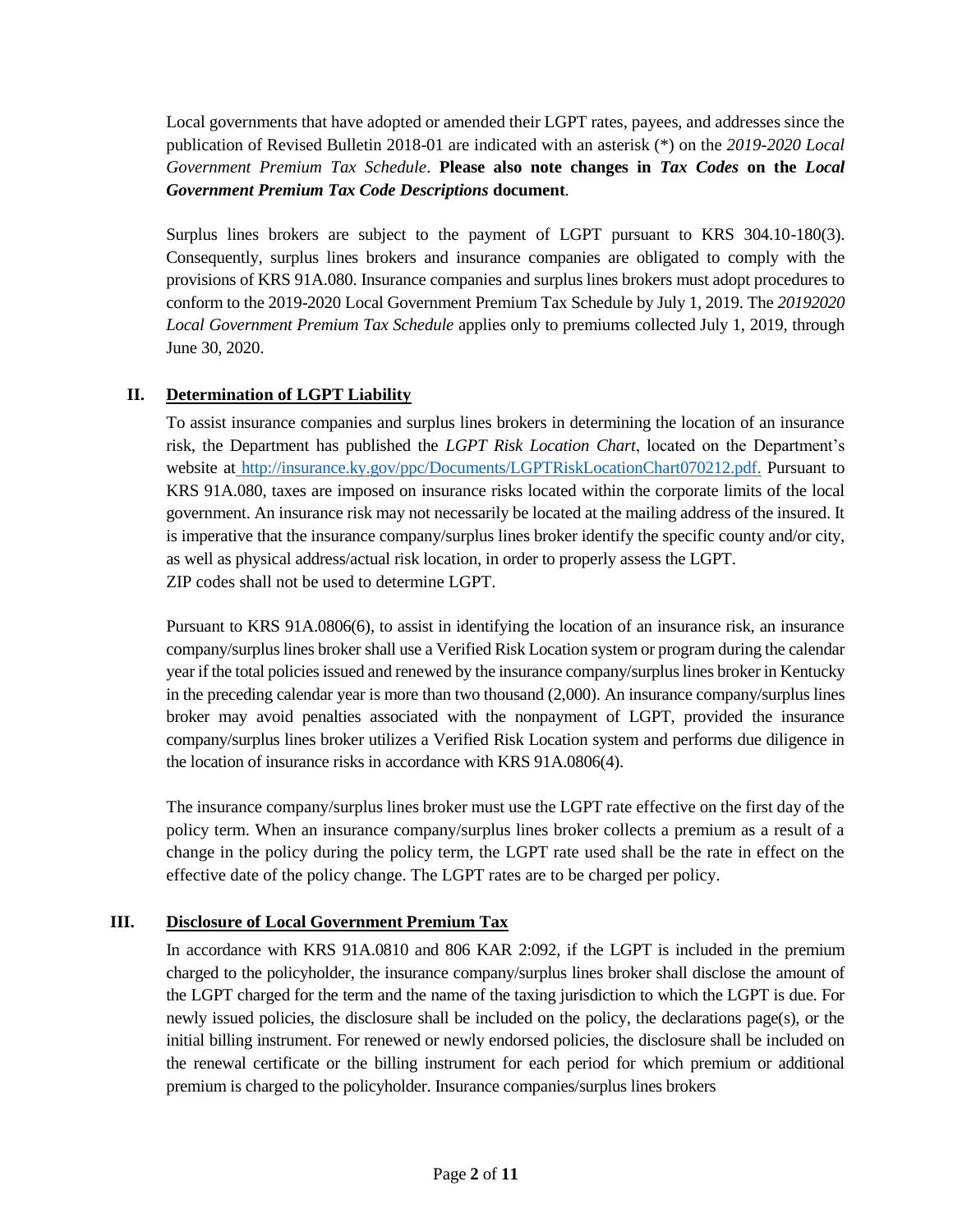Local governments that have adopted or amended their LGPT rates, payees, and addresses since the publication of Revised Bulletin 2018-01 are indicated with an asterisk (*) on the *2019-2020 Local Government Premium Tax Schedule*. **Please also note changes in *Tax Codes* on the *Local Government Premium Tax Code Descriptions* document**.

Surplus lines brokers are subject to the payment of LGPT pursuant to KRS 304.10-180(3). Consequently, surplus lines brokers and insurance companies are obligated to comply with the provisions of KRS 91A.080. Insurance companies and surplus lines brokers must adopt procedures to conform to the 2019-2020 Local Government Premium Tax Schedule by July 1, 2019. The *20192020 Local Government Premium Tax Schedule* applies only to premiums collected July 1, 2019, through June 30, 2020.

## II. Determination of LGPT Liability

To assist insurance companies and surplus lines brokers in determining the location of an insurance risk, the Department has published the *LGPT Risk Location Chart*, located on the Department's website at http://insurance.ky.gov/ppc/Documents/LGPTRiskLocationChart070212.pdf. Pursuant to KRS 91A.080, taxes are imposed on insurance risks located within the corporate limits of the local government. An insurance risk may not necessarily be located at the mailing address of the insured. It is imperative that the insurance company/surplus lines broker identify the specific county and/or city, as well as physical address/actual risk location, in order to properly assess the LGPT. ZIP codes shall not be used to determine LGPT.

Pursuant to KRS 91A.0806(6), to assist in identifying the location of an insurance risk, an insurance company/surplus lines broker shall use a Verified Risk Location system or program during the calendar year if the total policies issued and renewed by the insurance company/surplus lines broker in Kentucky in the preceding calendar year is more than two thousand (2,000). An insurance company/surplus lines broker may avoid penalties associated with the nonpayment of LGPT, provided the insurance company/surplus lines broker utilizes a Verified Risk Location system and performs due diligence in the location of insurance risks in accordance with KRS 91A.0806(4).

The insurance company/surplus lines broker must use the LGPT rate effective on the first day of the policy term. When an insurance company/surplus lines broker collects a premium as a result of a change in the policy during the policy term, the LGPT rate used shall be the rate in effect on the effective date of the policy change. The LGPT rates are to be charged per policy.

## III. Disclosure of Local Government Premium Tax

In accordance with KRS 91A.0810 and 806 KAR 2:092, if the LGPT is included in the premium charged to the policyholder, the insurance company/surplus lines broker shall disclose the amount of the LGPT charged for the term and the name of the taxing jurisdiction to which the LGPT is due. For newly issued policies, the disclosure shall be included on the policy, the declarations page(s), or the initial billing instrument. For renewed or newly endorsed policies, the disclosure shall be included on the renewal certificate or the billing instrument for each period for which premium or additional premium is charged to the policyholder. Insurance companies/surplus lines brokers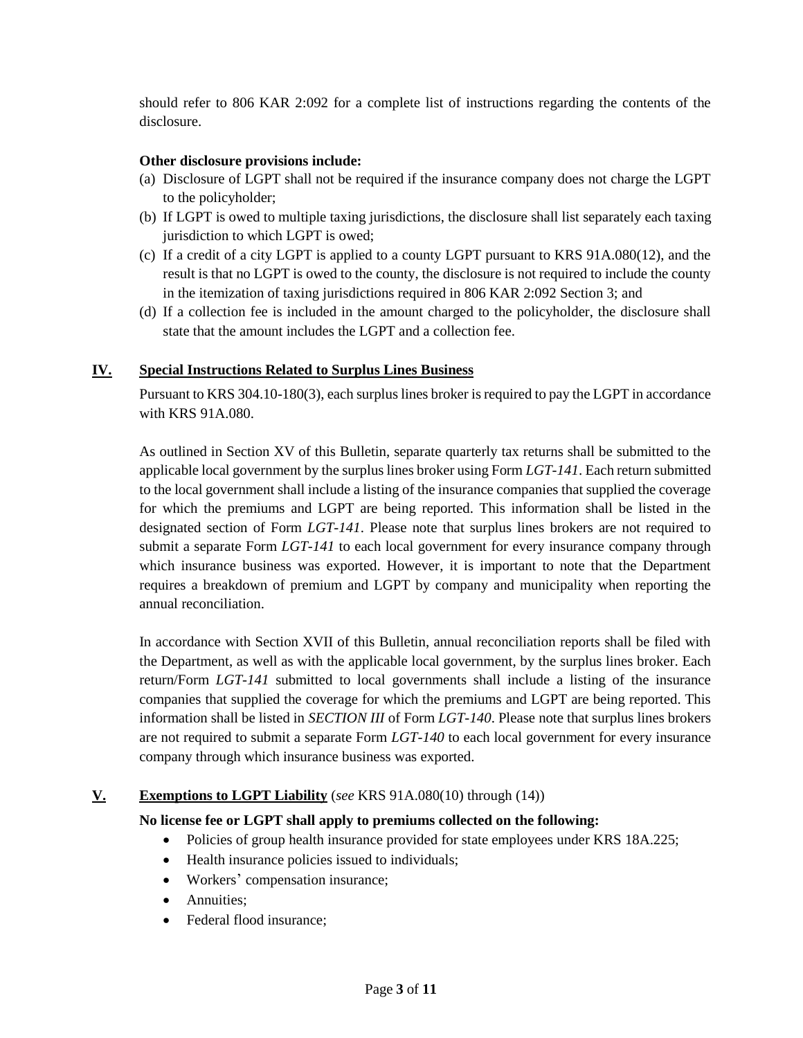should refer to 806 KAR 2:092 for a complete list of instructions regarding the contents of the disclosure.

**Other disclosure provisions include:**

(a) Disclosure of LGPT shall not be required if the insurance company does not charge the LGPT to the policyholder;

(b) If LGPT is owed to multiple taxing jurisdictions, the disclosure shall list separately each taxing jurisdiction to which LGPT is owed;

(c) If a credit of a city LGPT is applied to a county LGPT pursuant to KRS 91A.080(12), and the result is that no LGPT is owed to the county, the disclosure is not required to include the county in the itemization of taxing jurisdictions required in 806 KAR 2:092 Section 3; and

(d) If a collection fee is included in the amount charged to the policyholder, the disclosure shall state that the amount includes the LGPT and a collection fee.

## IV. Special Instructions Related to Surplus Lines Business

Pursuant to KRS 304.10-180(3), each surplus lines broker is required to pay the LGPT in accordance with KRS 91A.080.

As outlined in Section XV of this Bulletin, separate quarterly tax returns shall be submitted to the applicable local government by the surplus lines broker using Form *LGT-141*. Each return submitted to the local government shall include a listing of the insurance companies that supplied the coverage for which the premiums and LGPT are being reported. This information shall be listed in the designated section of Form *LGT-141*. Please note that surplus lines brokers are not required to submit a separate Form *LGT-141* to each local government for every insurance company through which insurance business was exported. However, it is important to note that the Department requires a breakdown of premium and LGPT by company and municipality when reporting the annual reconciliation.

In accordance with Section XVII of this Bulletin, annual reconciliation reports shall be filed with the Department, as well as with the applicable local government, by the surplus lines broker. Each return/Form *LGT-141* submitted to local governments shall include a listing of the insurance companies that supplied the coverage for which the premiums and LGPT are being reported. This information shall be listed in *SECTION III* of Form *LGT-140*. Please note that surplus lines brokers are not required to submit a separate Form *LGT-140* to each local government for every insurance company through which insurance business was exported.

## V. Exemptions to LGPT Liability (*see* KRS 91A.080(10) through (14))

**No license fee or LGPT shall apply to premiums collected on the following:**

- Policies of group health insurance provided for state employees under KRS 18A.225;
- Health insurance policies issued to individuals;
- Workers' compensation insurance;
- Annuities;
- Federal flood insurance;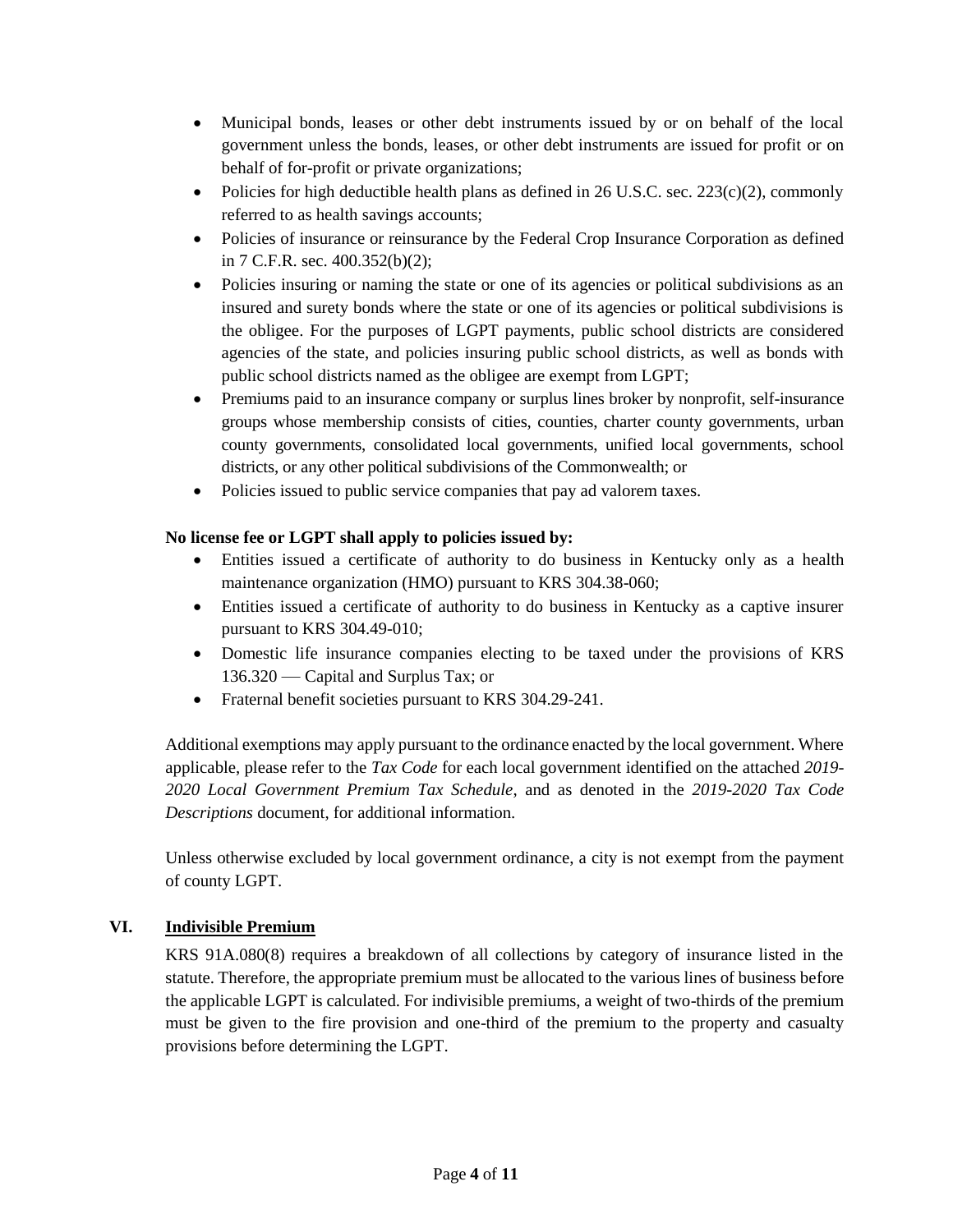- Municipal bonds, leases or other debt instruments issued by or on behalf of the local government unless the bonds, leases, or other debt instruments are issued for profit or on behalf of for-profit or private organizations;
- Policies for high deductible health plans as defined in 26 U.S.C. sec. 223(c)(2), commonly referred to as health savings accounts;
- Policies of insurance or reinsurance by the Federal Crop Insurance Corporation as defined in 7 C.F.R. sec. 400.352(b)(2);
- Policies insuring or naming the state or one of its agencies or political subdivisions as an insured and surety bonds where the state or one of its agencies or political subdivisions is the obligee. For the purposes of LGPT payments, public school districts are considered agencies of the state, and policies insuring public school districts, as well as bonds with public school districts named as the obligee are exempt from LGPT;
- Premiums paid to an insurance company or surplus lines broker by nonprofit, self-insurance groups whose membership consists of cities, counties, charter county governments, urban county governments, consolidated local governments, unified local governments, school districts, or any other political subdivisions of the Commonwealth; or
- Policies issued to public service companies that pay ad valorem taxes.

**No license fee or LGPT shall apply to policies issued by:**

- Entities issued a certificate of authority to do business in Kentucky only as a health maintenance organization (HMO) pursuant to KRS 304.38-060;
- Entities issued a certificate of authority to do business in Kentucky as a captive insurer pursuant to KRS 304.49-010;
- Domestic life insurance companies electing to be taxed under the provisions of KRS 136.320 — Capital and Surplus Tax; or
- Fraternal benefit societies pursuant to KRS 304.29-241.

Additional exemptions may apply pursuant to the ordinance enacted by the local government. Where applicable, please refer to the *Tax Code* for each local government identified on the attached *2019-2020 Local Government Premium Tax Schedule*, and as denoted in the *2019-2020 Tax Code Descriptions* document, for additional information.

Unless otherwise excluded by local government ordinance, a city is not exempt from the payment of county LGPT.

## VI. Indivisible Premium

KRS 91A.080(8) requires a breakdown of all collections by category of insurance listed in the statute. Therefore, the appropriate premium must be allocated to the various lines of business before the applicable LGPT is calculated. For indivisible premiums, a weight of two-thirds of the premium must be given to the fire provision and one-third of the premium to the property and casualty provisions before determining the LGPT.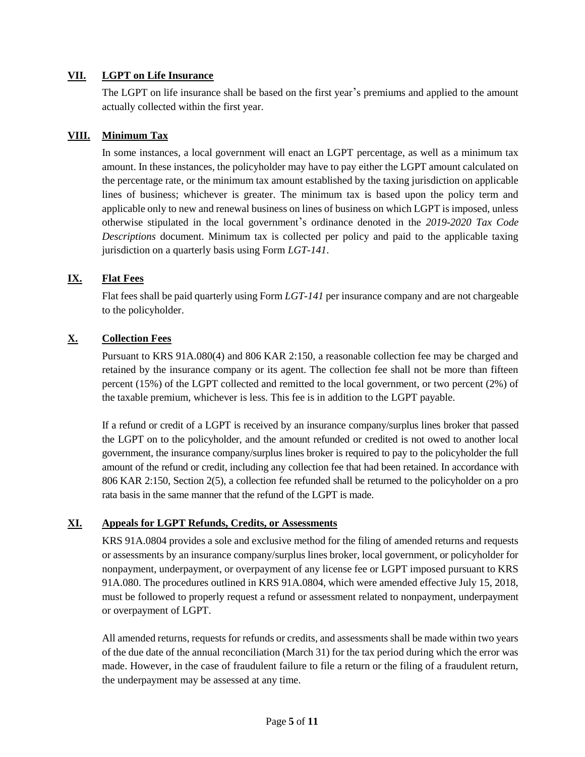## VII. LGPT on Life Insurance

The LGPT on life insurance shall be based on the first year's premiums and applied to the amount actually collected within the first year.

## VIII. Minimum Tax

In some instances, a local government will enact an LGPT percentage, as well as a minimum tax amount. In these instances, the policyholder may have to pay either the LGPT amount calculated on the percentage rate, or the minimum tax amount established by the taxing jurisdiction on applicable lines of business; whichever is greater. The minimum tax is based upon the policy term and applicable only to new and renewal business on lines of business on which LGPT is imposed, unless otherwise stipulated in the local government's ordinance denoted in the *2019-2020 Tax Code Descriptions* document. Minimum tax is collected per policy and paid to the applicable taxing jurisdiction on a quarterly basis using Form *LGT-141*.

## IX. Flat Fees

Flat fees shall be paid quarterly using Form *LGT-141* per insurance company and are not chargeable to the policyholder.

## X. Collection Fees

Pursuant to KRS 91A.080(4) and 806 KAR 2:150, a reasonable collection fee may be charged and retained by the insurance company or its agent. The collection fee shall not be more than fifteen percent (15%) of the LGPT collected and remitted to the local government, or two percent (2%) of the taxable premium, whichever is less. This fee is in addition to the LGPT payable.

If a refund or credit of a LGPT is received by an insurance company/surplus lines broker that passed the LGPT on to the policyholder, and the amount refunded or credited is not owed to another local government, the insurance company/surplus lines broker is required to pay to the policyholder the full amount of the refund or credit, including any collection fee that had been retained. In accordance with 806 KAR 2:150, Section 2(5), a collection fee refunded shall be returned to the policyholder on a pro rata basis in the same manner that the refund of the LGPT is made.

## XI. Appeals for LGPT Refunds, Credits, or Assessments

KRS 91A.0804 provides a sole and exclusive method for the filing of amended returns and requests or assessments by an insurance company/surplus lines broker, local government, or policyholder for nonpayment, underpayment, or overpayment of any license fee or LGPT imposed pursuant to KRS 91A.080. The procedures outlined in KRS 91A.0804, which were amended effective July 15, 2018, must be followed to properly request a refund or assessment related to nonpayment, underpayment or overpayment of LGPT.

All amended returns, requests for refunds or credits, and assessments shall be made within two years of the due date of the annual reconciliation (March 31) for the tax period during which the error was made. However, in the case of fraudulent failure to file a return or the filing of a fraudulent return, the underpayment may be assessed at any time.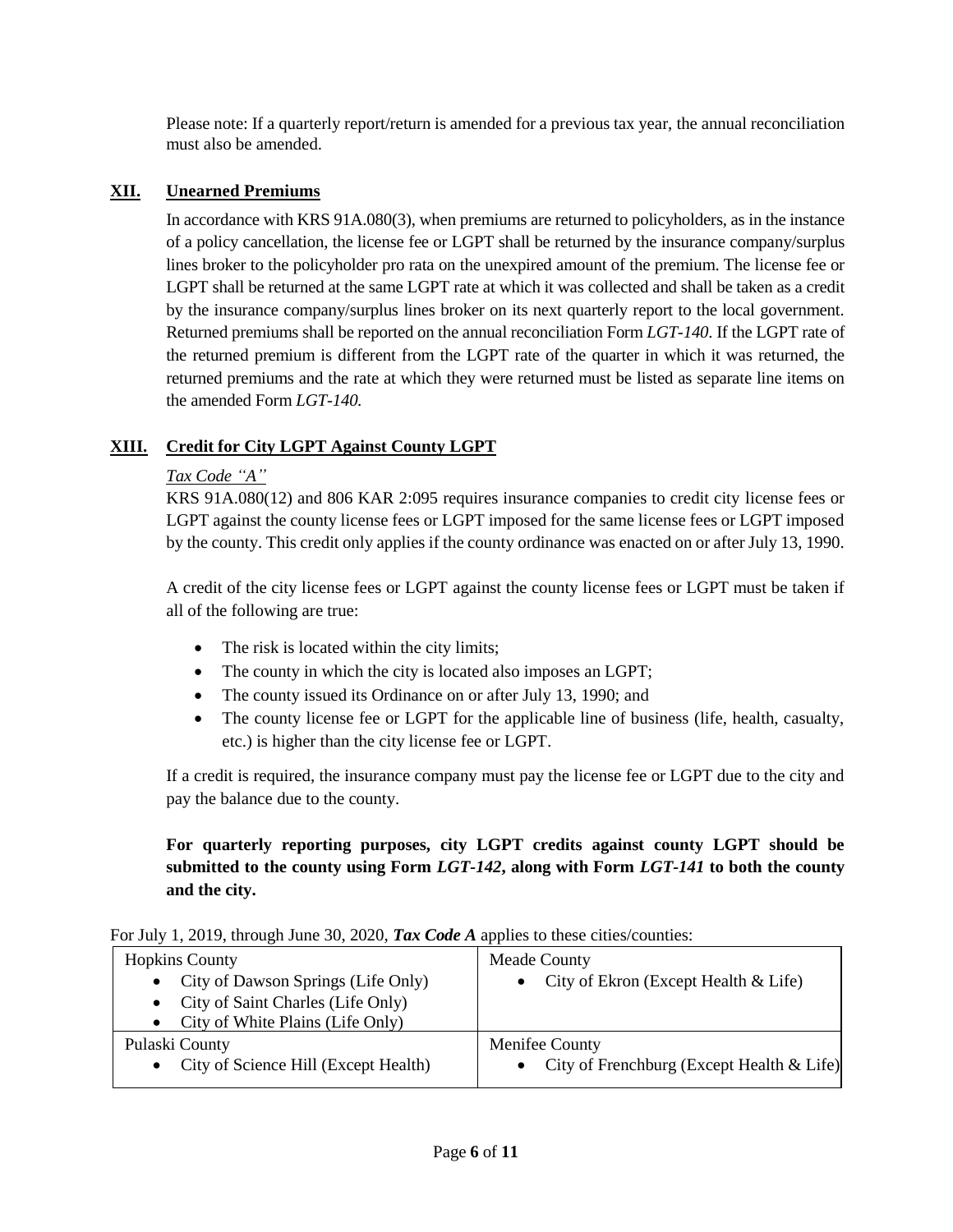Please note: If a quarterly report/return is amended for a previous tax year, the annual reconciliation must also be amended.

## XII. Unearned Premiums

In accordance with KRS 91A.080(3), when premiums are returned to policyholders, as in the instance of a policy cancellation, the license fee or LGPT shall be returned by the insurance company/surplus lines broker to the policyholder pro rata on the unexpired amount of the premium. The license fee or LGPT shall be returned at the same LGPT rate at which it was collected and shall be taken as a credit by the insurance company/surplus lines broker on its next quarterly report to the local government. Returned premiums shall be reported on the annual reconciliation Form *LGT-140*. If the LGPT rate of the returned premium is different from the LGPT rate of the quarter in which it was returned, the returned premiums and the rate at which they were returned must be listed as separate line items on the amended Form *LGT-140.*

## XIII. Credit for City LGPT Against County LGPT

*Tax Code "A"*

KRS 91A.080(12) and 806 KAR 2:095 requires insurance companies to credit city license fees or LGPT against the county license fees or LGPT imposed for the same license fees or LGPT imposed by the county. This credit only applies if the county ordinance was enacted on or after July 13, 1990.

A credit of the city license fees or LGPT against the county license fees or LGPT must be taken if all of the following are true:

- The risk is located within the city limits;
- The county in which the city is located also imposes an LGPT;
- The county issued its Ordinance on or after July 13, 1990; and
- The county license fee or LGPT for the applicable line of business (life, health, casualty, etc.) is higher than the city license fee or LGPT.

If a credit is required, the insurance company must pay the license fee or LGPT due to the city and pay the balance due to the county.

**For quarterly reporting purposes, city LGPT credits against county LGPT should be submitted to the county using Form *LGT-142*, along with Form *LGT-141* to both the county and the city.**

For July 1, 2019, through June 30, 2020, ***Tax Code A*** applies to these cities/counties:

| | |
|---|---|
| Hopkins County<br>• City of Dawson Springs (Life Only)<br>• City of Saint Charles (Life Only)<br>• City of White Plains (Life Only) | Meade County<br>• City of Ekron (Except Health & Life) |
| Pulaski County<br>• City of Science Hill (Except Health) | Menifee County<br>• City of Frenchburg (Except Health & Life) |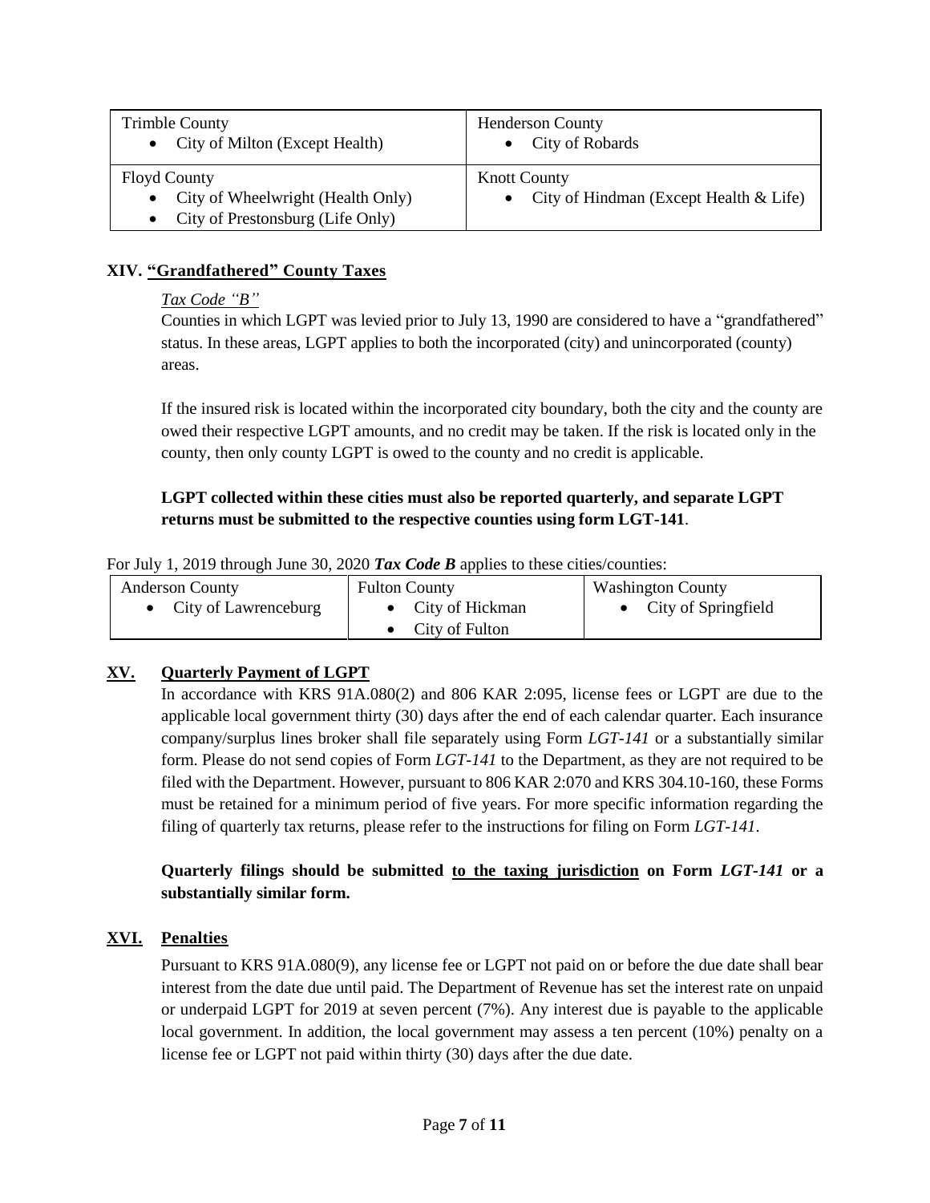| Trimble County<br>• City of Milton (Except Health) | Henderson County<br>• City of Robards |
|---|---|
| Floyd County<br>• City of Wheelwright (Health Only)<br>• City of Prestonsburg (Life Only) | Knott County<br>• City of Hindman (Except Health & Life) |

## XIV. "Grandfathered" County Taxes

*Tax Code "B"*

Counties in which LGPT was levied prior to July 13, 1990 are considered to have a "grandfathered" status. In these areas, LGPT applies to both the incorporated (city) and unincorporated (county) areas.

If the insured risk is located within the incorporated city boundary, both the city and the county are owed their respective LGPT amounts, and no credit may be taken. If the risk is located only in the county, then only county LGPT is owed to the county and no credit is applicable.

**LGPT collected within these cities must also be reported quarterly, and separate LGPT returns must be submitted to the respective counties using form LGT-141**.

For July 1, 2019 through June 30, 2020 ***Tax Code B*** applies to these cities/counties:

| Anderson County<br>• City of Lawrenceburg | Fulton County<br>• City of Hickman<br>• City of Fulton | Washington County<br>• City of Springfield |
|---|---|---|

## XV. Quarterly Payment of LGPT

In accordance with KRS 91A.080(2) and 806 KAR 2:095, license fees or LGPT are due to the applicable local government thirty (30) days after the end of each calendar quarter. Each insurance company/surplus lines broker shall file separately using Form *LGT-141* or a substantially similar form. Please do not send copies of Form *LGT-141* to the Department, as they are not required to be filed with the Department. However, pursuant to 806 KAR 2:070 and KRS 304.10-160, these Forms must be retained for a minimum period of five years. For more specific information regarding the filing of quarterly tax returns, please refer to the instructions for filing on Form *LGT-141*.

**Quarterly filings should be submitted <u>to the taxing jurisdiction</u> on Form *LGT-141* or a substantially similar form.**

## XVI. Penalties

Pursuant to KRS 91A.080(9), any license fee or LGPT not paid on or before the due date shall bear interest from the date due until paid. The Department of Revenue has set the interest rate on unpaid or underpaid LGPT for 2019 at seven percent (7%). Any interest due is payable to the applicable local government. In addition, the local government may assess a ten percent (10%) penalty on a license fee or LGPT not paid within thirty (30) days after the due date.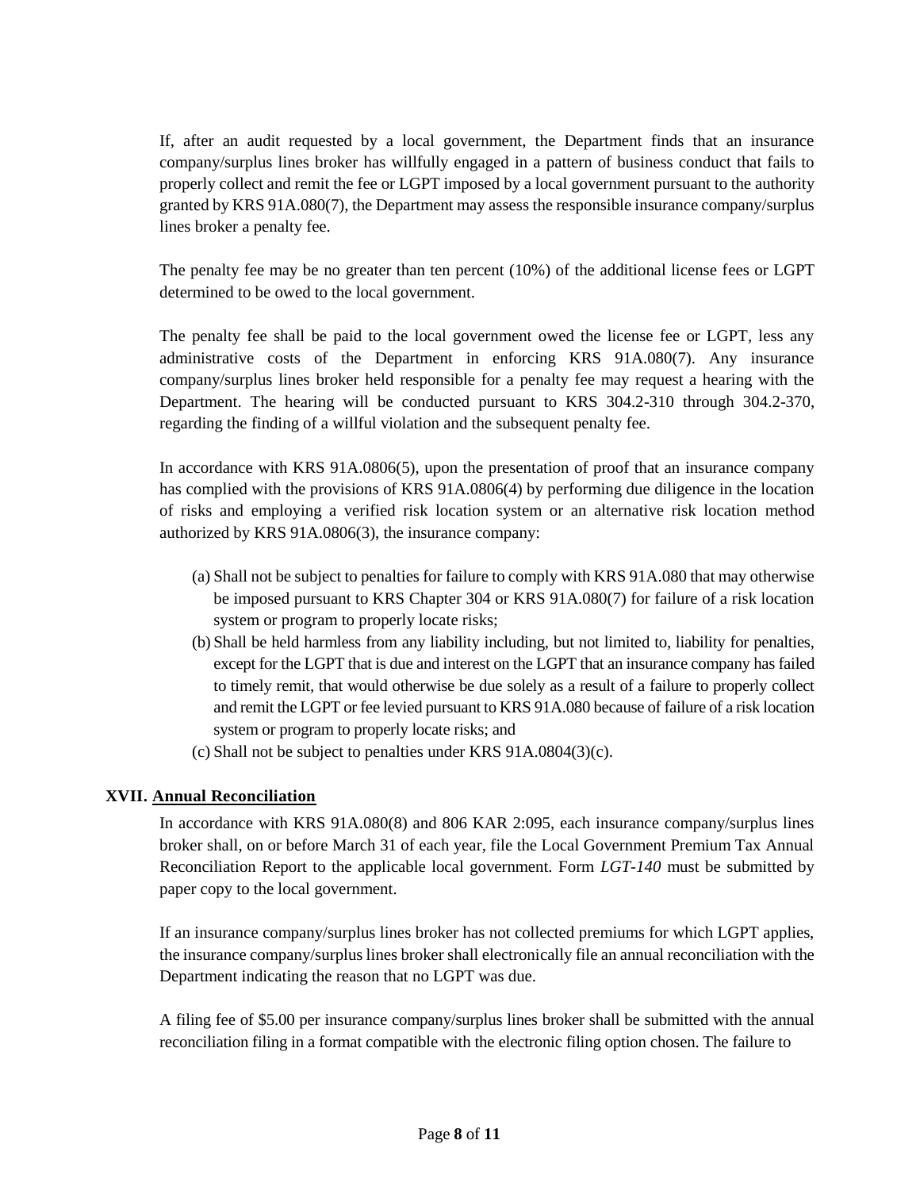If, after an audit requested by a local government, the Department finds that an insurance company/surplus lines broker has willfully engaged in a pattern of business conduct that fails to properly collect and remit the fee or LGPT imposed by a local government pursuant to the authority granted by KRS 91A.080(7), the Department may assess the responsible insurance company/surplus lines broker a penalty fee.

The penalty fee may be no greater than ten percent (10%) of the additional license fees or LGPT determined to be owed to the local government.

The penalty fee shall be paid to the local government owed the license fee or LGPT, less any administrative costs of the Department in enforcing KRS 91A.080(7). Any insurance company/surplus lines broker held responsible for a penalty fee may request a hearing with the Department. The hearing will be conducted pursuant to KRS 304.2-310 through 304.2-370, regarding the finding of a willful violation and the subsequent penalty fee.

In accordance with KRS 91A.0806(5), upon the presentation of proof that an insurance company has complied with the provisions of KRS 91A.0806(4) by performing due diligence in the location of risks and employing a verified risk location system or an alternative risk location method authorized by KRS 91A.0806(3), the insurance company:

(a) Shall not be subject to penalties for failure to comply with KRS 91A.080 that may otherwise be imposed pursuant to KRS Chapter 304 or KRS 91A.080(7) for failure of a risk location system or program to properly locate risks;

(b) Shall be held harmless from any liability including, but not limited to, liability for penalties, except for the LGPT that is due and interest on the LGPT that an insurance company has failed to timely remit, that would otherwise be due solely as a result of a failure to properly collect and remit the LGPT or fee levied pursuant to KRS 91A.080 because of failure of a risk location system or program to properly locate risks; and

(c) Shall not be subject to penalties under KRS 91A.0804(3)(c).

## XVII. Annual Reconciliation

In accordance with KRS 91A.080(8) and 806 KAR 2:095, each insurance company/surplus lines broker shall, on or before March 31 of each year, file the Local Government Premium Tax Annual Reconciliation Report to the applicable local government. Form *LGT-140* must be submitted by paper copy to the local government.

If an insurance company/surplus lines broker has not collected premiums for which LGPT applies, the insurance company/surplus lines broker shall electronically file an annual reconciliation with the Department indicating the reason that no LGPT was due.

A filing fee of $5.00 per insurance company/surplus lines broker shall be submitted with the annual reconciliation filing in a format compatible with the electronic filing option chosen. The failure to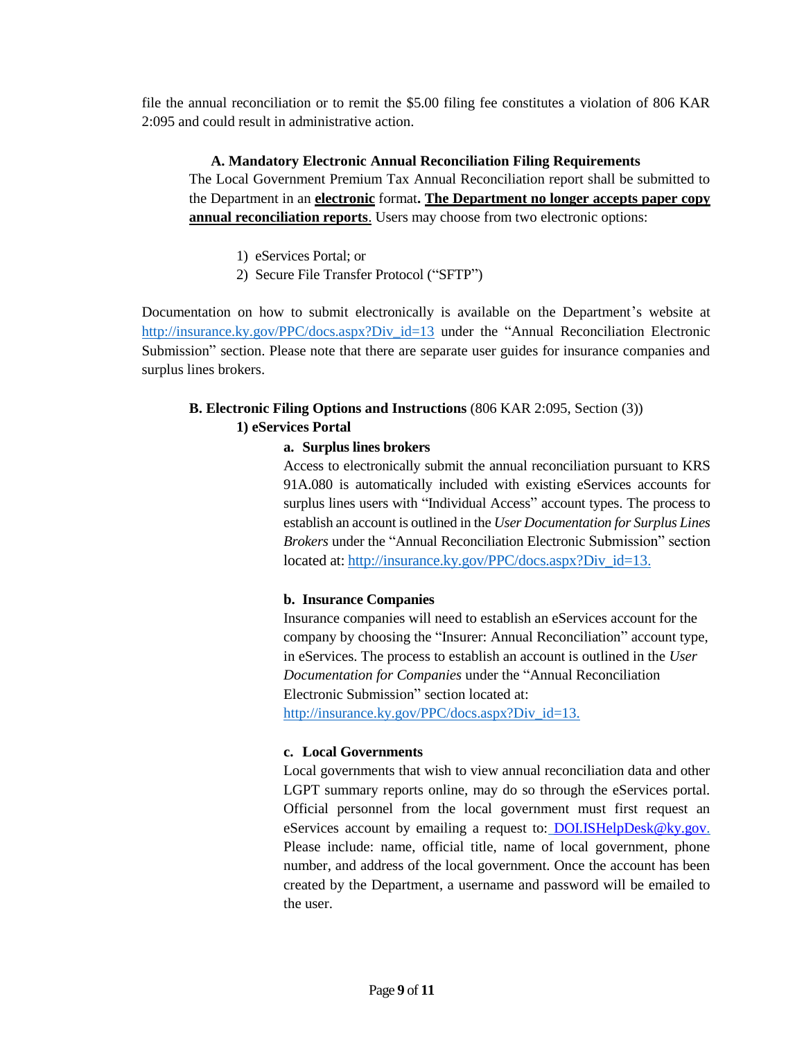file the annual reconciliation or to remit the $5.00 filing fee constitutes a violation of 806 KAR 2:095 and could result in administrative action.

### A. Mandatory Electronic Annual Reconciliation Filing Requirements

The Local Government Premium Tax Annual Reconciliation report shall be submitted to the Department in an **electronic** format**. The Department no longer accepts paper copy annual reconciliation reports**. Users may choose from two electronic options:

1) eServices Portal; or
2) Secure File Transfer Protocol ("SFTP")

Documentation on how to submit electronically is available on the Department's website at http://insurance.ky.gov/PPC/docs.aspx?Div_id=13 under the "Annual Reconciliation Electronic Submission" section. Please note that there are separate user guides for insurance companies and surplus lines brokers.

### B. Electronic Filing Options and Instructions (806 KAR 2:095, Section (3))

#### 1) eServices Portal

##### a. Surplus lines brokers

Access to electronically submit the annual reconciliation pursuant to KRS 91A.080 is automatically included with existing eServices accounts for surplus lines users with "Individual Access" account types. The process to establish an account is outlined in the *User Documentation for Surplus Lines Brokers* under the "Annual Reconciliation Electronic Submission" section located at: http://insurance.ky.gov/PPC/docs.aspx?Div_id=13.

##### b. Insurance Companies

Insurance companies will need to establish an eServices account for the company by choosing the "Insurer: Annual Reconciliation" account type, in eServices. The process to establish an account is outlined in the *User Documentation for Companies* under the "Annual Reconciliation Electronic Submission" section located at: http://insurance.ky.gov/PPC/docs.aspx?Div_id=13.

##### c. Local Governments

Local governments that wish to view annual reconciliation data and other LGPT summary reports online, may do so through the eServices portal. Official personnel from the local government must first request an eServices account by emailing a request to: DOI.ISHelpDesk@ky.gov. Please include: name, official title, name of local government, phone number, and address of the local government. Once the account has been created by the Department, a username and password will be emailed to the user.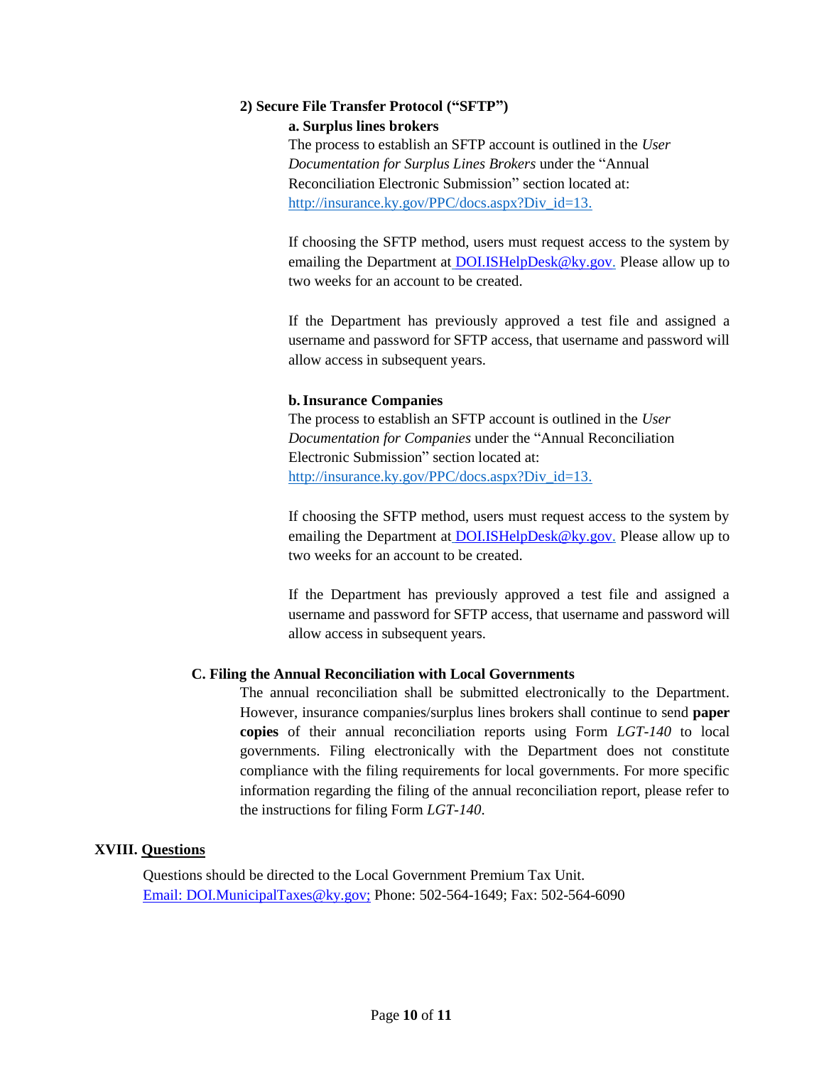#### 2) Secure File Transfer Protocol ("SFTP")

##### a. Surplus lines brokers

The process to establish an SFTP account is outlined in the *User Documentation for Surplus Lines Brokers* under the "Annual Reconciliation Electronic Submission" section located at: http://insurance.ky.gov/PPC/docs.aspx?Div_id=13.

If choosing the SFTP method, users must request access to the system by emailing the Department at DOI.ISHelpDesk@ky.gov. Please allow up to two weeks for an account to be created.

If the Department has previously approved a test file and assigned a username and password for SFTP access, that username and password will allow access in subsequent years.

##### b. Insurance Companies

The process to establish an SFTP account is outlined in the *User Documentation for Companies* under the "Annual Reconciliation Electronic Submission" section located at: http://insurance.ky.gov/PPC/docs.aspx?Div_id=13.

If choosing the SFTP method, users must request access to the system by emailing the Department at DOI.ISHelpDesk@ky.gov. Please allow up to two weeks for an account to be created.

If the Department has previously approved a test file and assigned a username and password for SFTP access, that username and password will allow access in subsequent years.

### C. Filing the Annual Reconciliation with Local Governments

The annual reconciliation shall be submitted electronically to the Department. However, insurance companies/surplus lines brokers shall continue to send **paper copies** of their annual reconciliation reports using Form *LGT-140* to local governments. Filing electronically with the Department does not constitute compliance with the filing requirements for local governments. For more specific information regarding the filing of the annual reconciliation report, please refer to the instructions for filing Form *LGT-140*.

## XVIII. Questions

Questions should be directed to the Local Government Premium Tax Unit.
Email: DOI.MunicipalTaxes@ky.gov; Phone: 502-564-1649; Fax: 502-564-6090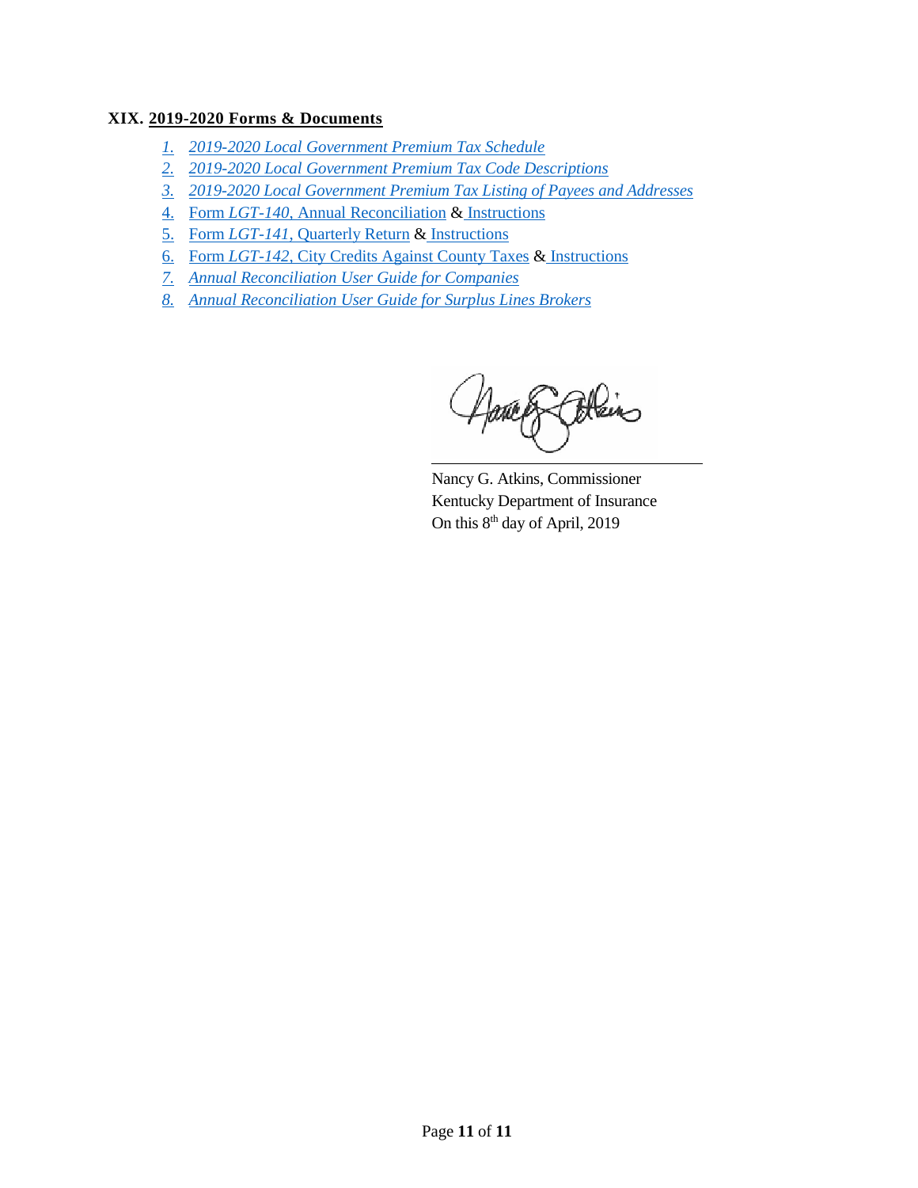## XIX. 2019-2020 Forms & Documents

1. *2019-2020 Local Government Premium Tax Schedule*
2. *2019-2020 Local Government Premium Tax Code Descriptions*
3. *2019-2020 Local Government Premium Tax Listing of Payees and Addresses*
4. Form *LGT-140*, Annual Reconciliation & Instructions
5. Form *LGT-141*, Quarterly Return & Instructions
6. Form *LGT-142*, City Credits Against County Taxes & Instructions
7. *Annual Reconciliation User Guide for Companies*
8. *Annual Reconciliation User Guide for Surplus Lines Brokers*

Nancy G. Atkins, Commissioner
Kentucky Department of Insurance
On this 8th day of April, 2019